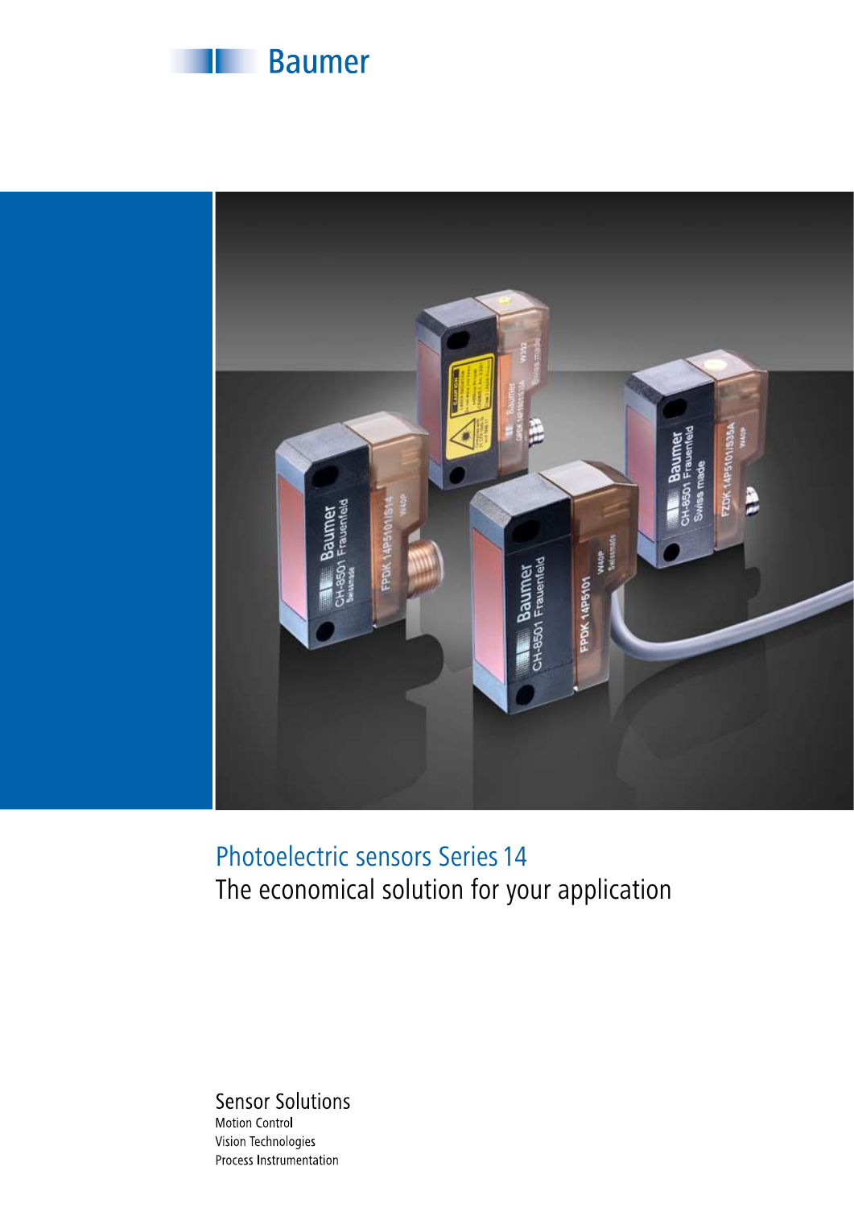Baumer

# Photoelectric sensors Series 14

## The economical solution for your application

Sensor Solutions

Motion Control

Vision Technologies

Process Instrumentation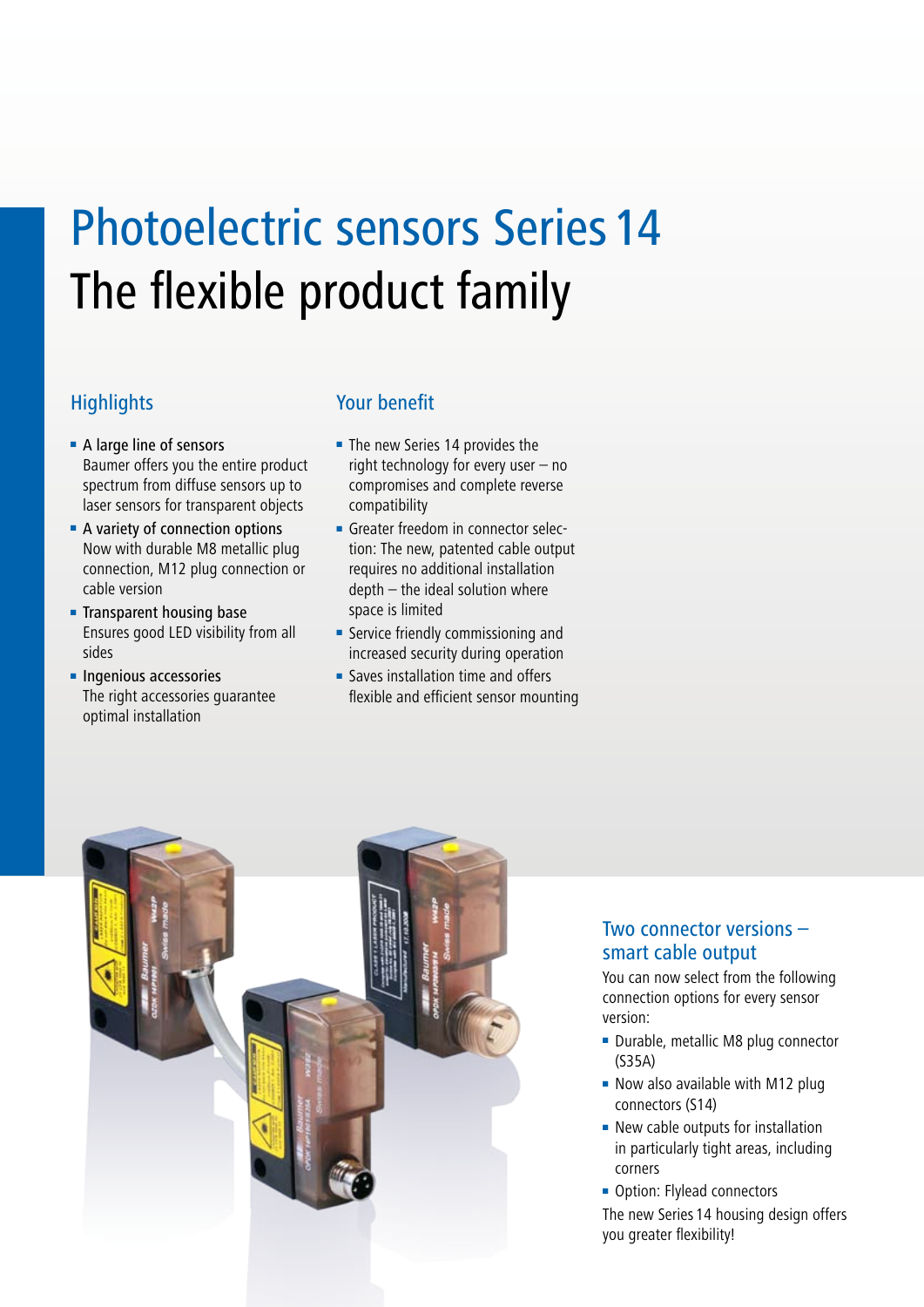# Photoelectric sensors Series 14
# The flexible product family

## Highlights

- **A large line of sensors**
  Baumer offers you the entire product spectrum from diffuse sensors up to laser sensors for transparent objects
- **A variety of connection options**
  Now with durable M8 metallic plug connection, M12 plug connection or cable version
- **Transparent housing base**
  Ensures good LED visibility from all sides
- **Ingenious accessories**
  The right accessories guarantee optimal installation

## Your benefit

- The new Series 14 provides the right technology for every user – no compromises and complete reverse compatibility
- Greater freedom in connector selection: The new, patented cable output requires no additional installation depth – the ideal solution where space is limited
- Service friendly commissioning and increased security during operation
- Saves installation time and offers flexible and efficient sensor mounting

## Two connector versions – smart cable output

You can now select from the following connection options for every sensor version:

- Durable, metallic M8 plug connector (S35A)
- Now also available with M12 plug connectors (S14)
- New cable outputs for installation in particularly tight areas, including corners
- Option: Flylead connectors

The new Series 14 housing design offers you greater flexibility!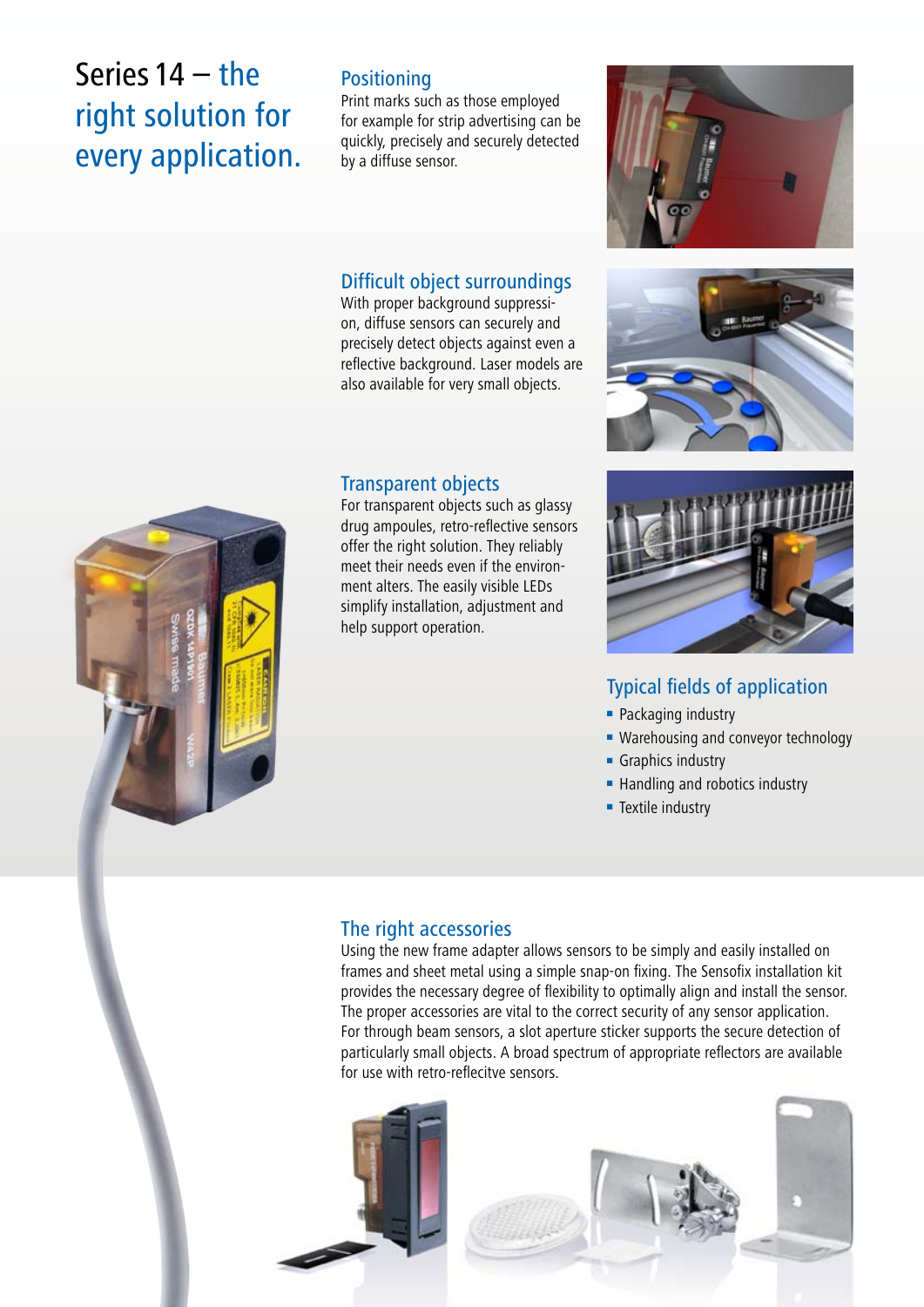# Series 14 – the right solution for every application.

## Positioning

Print marks such as those employed for example for strip advertising can be quickly, precisely and securely detected by a diffuse sensor.

## Difficult object surroundings

With proper background suppression, diffuse sensors can securely and precisely detect objects against even a reflective background. Laser models are also available for very small objects.

## Transparent objects

For transparent objects such as glassy drug ampoules, retro-reflective sensors offer the right solution. They reliably meet their needs even if the environment alters. The easily visible LEDs simplify installation, adjustment and help support operation.

## Typical fields of application

- Packaging industry
- Warehousing and conveyor technology
- Graphics industry
- Handling and robotics industry
- Textile industry

## The right accessories

Using the new frame adapter allows sensors to be simply and easily installed on frames and sheet metal using a simple snap-on fixing. The Sensofix installation kit provides the necessary degree of flexibility to optimally align and install the sensor. The proper accessories are vital to the correct security of any sensor application. For through beam sensors, a slot aperture sticker supports the secure detection of particularly small objects. A broad spectrum of appropriate reflectors are available for use with retro-reflecitve sensors.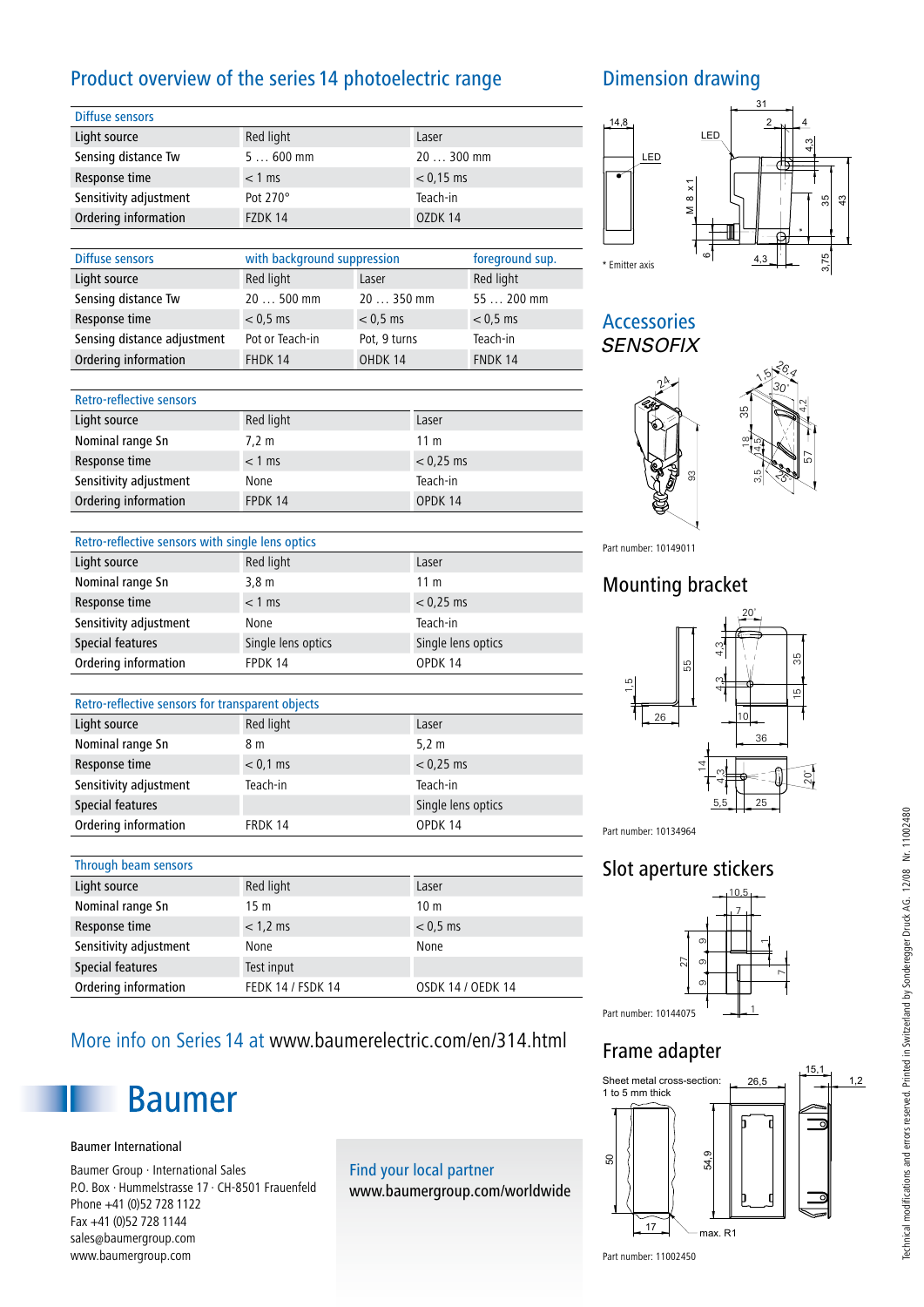## Product overview of the series 14 photoelectric range

| Diffuse sensors | | |
|---|---|---|
| Light source | Red light | Laser |
| Sensing distance Tw | 5 … 600 mm | 20 … 300 mm |
| Response time | < 1 ms | < 0,15 ms |
| Sensitivity adjustment | Pot 270° | Teach-in |
| Ordering information | FZDK 14 | OZDK 14 |

| Diffuse sensors | with background suppression | | foreground sup. |
|---|---|---|---|
| Light source | Red light | Laser | Red light |
| Sensing distance Tw | 20 … 500 mm | 20 … 350 mm | 55 … 200 mm |
| Response time | < 0,5 ms | < 0,5 ms | < 0,5 ms |
| Sensing distance adjustment | Pot or Teach-in | Pot, 9 turns | Teach-in |
| Ordering information | FHDK 14 | OHDK 14 | FNDK 14 |

| Retro-reflective sensors | | |
|---|---|---|
| Light source | Red light | Laser |
| Nominal range Sn | 7,2 m | 11 m |
| Response time | < 1 ms | < 0,25 ms |
| Sensitivity adjustment | None | Teach-in |
| Ordering information | FPDK 14 | OPDK 14 |

| Retro-reflective sensors with single lens optics | | |
|---|---|---|
| Light source | Red light | Laser |
| Nominal range Sn | 3,8 m | 11 m |
| Response time | < 1 ms | < 0,25 ms |
| Sensitivity adjustment | None | Teach-in |
| Special features | Single lens optics | Single lens optics |
| Ordering information | FPDK 14 | OPDK 14 |

| Retro-reflective sensors for transparent objects | | |
|---|---|---|
| Light source | Red light | Laser |
| Nominal range Sn | 8 m | 5,2 m |
| Response time | < 0,1 ms | < 0,25 ms |
| Sensitivity adjustment | Teach-in | Teach-in |
| Special features | | Single lens optics |
| Ordering information | FRDK 14 | OPDK 14 |

| Through beam sensors | | |
|---|---|---|
| Light source | Red light | Laser |
| Nominal range Sn | 15 m | 10 m |
| Response time | < 1,2 ms | < 0,5 ms |
| Sensitivity adjustment | None | None |
| Special features | Test input | |
| Ordering information | FEDK 14 / FSDK 14 | OSDK 14 / OEDK 14 |

More info on Series 14 at www.baumerelectric.com/en/314.html

## Dimension drawing

14,8
LED
31
2
4
LED
4,3
M 8 x 1
35
43
6
4,3
3,75
* Emitter axis

## Accessories
*SENSOFIX*

24
93
1,5
26,4
30°
35
4,2
18
14,5
57
3,5

Part number: 10149011

## Mounting bracket

20°
1,5
55
4,3
35
4,3
15
26
10
36
14
4,3
20°
5,5
25

Part number: 10134964

## Slot aperture stickers

10,5
7
6
1
27
6
7
6
1

Part number: 10144075

## Frame adapter

Sheet metal cross-section: 1 to 5 mm thick
26,5
15,1
1,2
50
54,9
17
max. R1

Part number: 11002450

# Baumer

Baumer International

Baumer Group · International Sales
P.O. Box · Hummelstrasse 17 · CH-8501 Frauenfeld
Phone +41 (0)52 728 1122
Fax +41 (0)52 728 1144
sales@baumergroup.com
www.baumergroup.com

Find your local partner
www.baumergroup.com/worldwide

Technical modifications and errors reserved. Printed in Switzerland by Sonderegger Druck AG. 12/08 Nr. 11002480